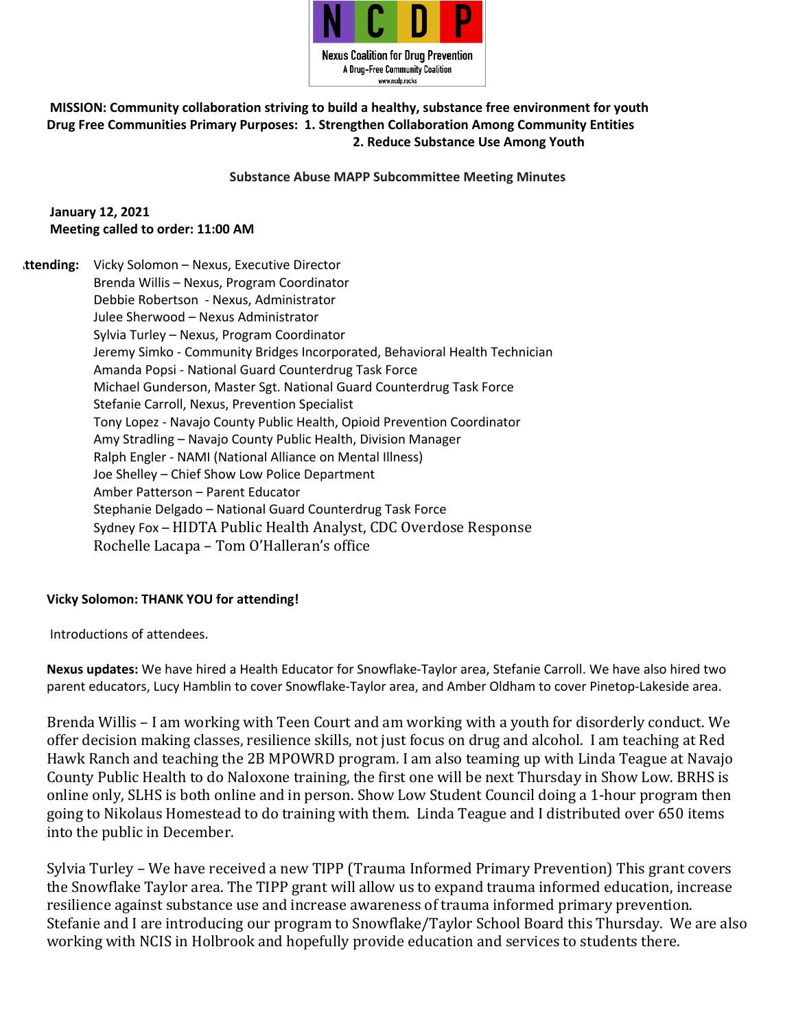NCDP

Nexus Coalition for Drug Prevention

A Drug-Free Community Coalition

www.ncdp.rocks

**MISSION: Community collaboration striving to build a healthy, substance free environment for youth**

**Drug Free Communities Primary Purposes: 1. Strengthen Collaboration Among Community Entities**

**2. Reduce Substance Use Among Youth**

**Substance Abuse MAPP Subcommittee Meeting Minutes**

**January 12, 2021**

**Meeting called to order: 11:00 AM**

**Attending:** Vicky Solomon – Nexus, Executive Director
Brenda Willis – Nexus, Program Coordinator
Debbie Robertson - Nexus, Administrator
Julee Sherwood – Nexus Administrator
Sylvia Turley – Nexus, Program Coordinator
Jeremy Simko - Community Bridges Incorporated, Behavioral Health Technician
Amanda Popsi - National Guard Counterdrug Task Force
Michael Gunderson, Master Sgt. National Guard Counterdrug Task Force
Stefanie Carroll, Nexus, Prevention Specialist
Tony Lopez - Navajo County Public Health, Opioid Prevention Coordinator
Amy Stradling – Navajo County Public Health, Division Manager
Ralph Engler - NAMI (National Alliance on Mental Illness)
Joe Shelley – Chief Show Low Police Department
Amber Patterson – Parent Educator
Stephanie Delgado – National Guard Counterdrug Task Force
Sydney Fox – HIDTA Public Health Analyst, CDC Overdose Response
Rochelle Lacapa – Tom O'Halleran's office

**Vicky Solomon: THANK YOU for attending!**

Introductions of attendees.

**Nexus updates:** We have hired a Health Educator for Snowflake-Taylor area, Stefanie Carroll. We have also hired two parent educators, Lucy Hamblin to cover Snowflake-Taylor area, and Amber Oldham to cover Pinetop-Lakeside area.

Brenda Willis – I am working with Teen Court and am working with a youth for disorderly conduct. We offer decision making classes, resilience skills, not just focus on drug and alcohol. I am teaching at Red Hawk Ranch and teaching the 2B MPOWRD program. I am also teaming up with Linda Teague at Navajo County Public Health to do Naloxone training, the first one will be next Thursday in Show Low. BRHS is online only, SLHS is both online and in person. Show Low Student Council doing a 1-hour program then going to Nikolaus Homestead to do training with them. Linda Teague and I distributed over 650 items into the public in December.

Sylvia Turley – We have received a new TIPP (Trauma Informed Primary Prevention) This grant covers the Snowflake Taylor area. The TIPP grant will allow us to expand trauma informed education, increase resilience against substance use and increase awareness of trauma informed primary prevention. Stefanie and I are introducing our program to Snowflake/Taylor School Board this Thursday. We are also working with NCIS in Holbrook and hopefully provide education and services to students there.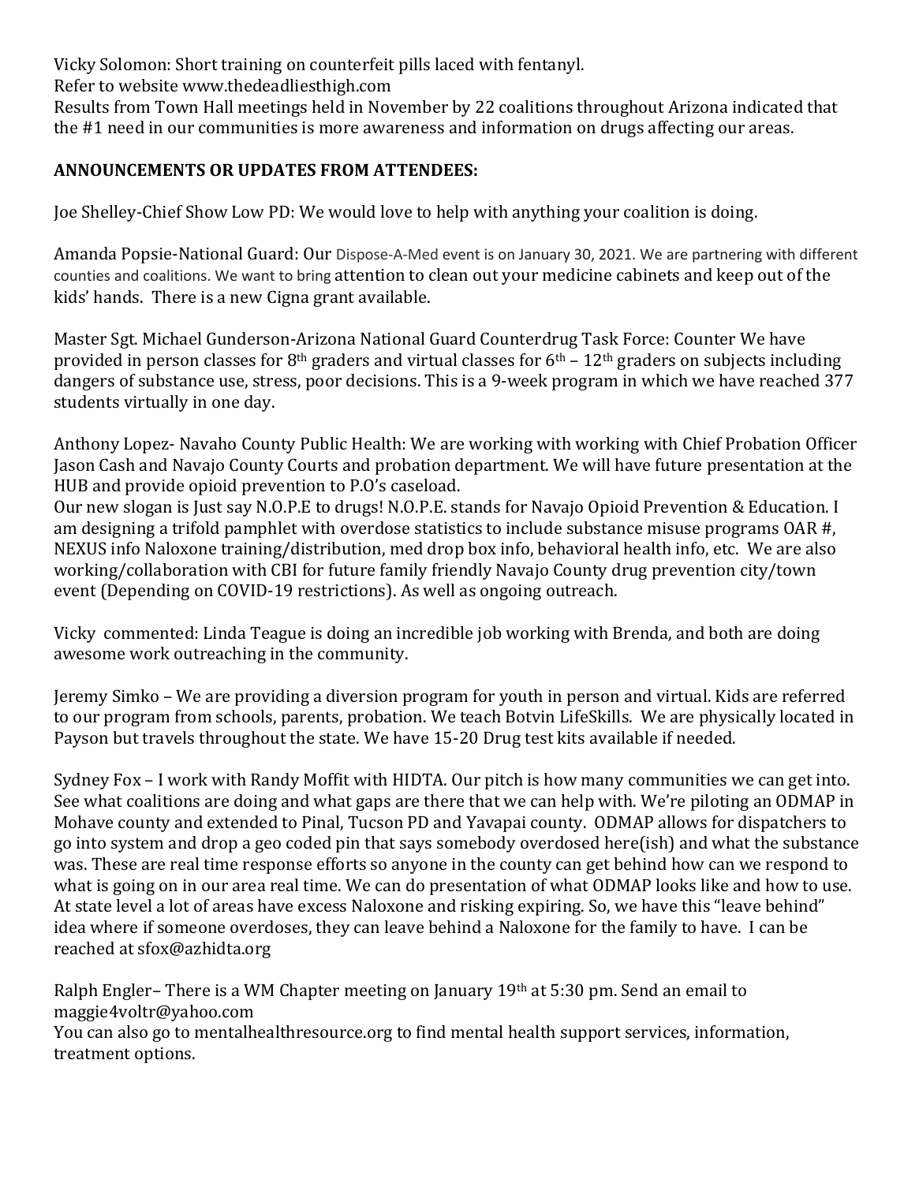Vicky Solomon: Short training on counterfeit pills laced with fentanyl.
Refer to website www.thedeadliesthigh.com
Results from Town Hall meetings held in November by 22 coalitions throughout Arizona indicated that the #1 need in our communities is more awareness and information on drugs affecting our areas.

**ANNOUNCEMENTS OR UPDATES FROM ATTENDEES:**

Joe Shelley-Chief Show Low PD: We would love to help with anything your coalition is doing.

Amanda Popsie-National Guard: Our Dispose-A-Med event is on January 30, 2021. We are partnering with different counties and coalitions. We want to bring attention to clean out your medicine cabinets and keep out of the kids' hands. There is a new Cigna grant available.

Master Sgt. Michael Gunderson-Arizona National Guard Counterdrug Task Force: Counter We have provided in person classes for 8th graders and virtual classes for 6th – 12th graders on subjects including dangers of substance use, stress, poor decisions. This is a 9-week program in which we have reached 377 students virtually in one day.

Anthony Lopez- Navaho County Public Health: We are working with working with Chief Probation Officer Jason Cash and Navajo County Courts and probation department. We will have future presentation at the HUB and provide opioid prevention to P.O's caseload.
Our new slogan is Just say N.O.P.E to drugs! N.O.P.E. stands for Navajo Opioid Prevention & Education. I am designing a trifold pamphlet with overdose statistics to include substance misuse programs OAR #, NEXUS info Naloxone training/distribution, med drop box info, behavioral health info, etc. We are also working/collaboration with CBI for future family friendly Navajo County drug prevention city/town event (Depending on COVID-19 restrictions). As well as ongoing outreach.

Vicky commented: Linda Teague is doing an incredible job working with Brenda, and both are doing awesome work outreaching in the community.

Jeremy Simko – We are providing a diversion program for youth in person and virtual. Kids are referred to our program from schools, parents, probation. We teach Botvin LifeSkills. We are physically located in Payson but travels throughout the state. We have 15-20 Drug test kits available if needed.

Sydney Fox – I work with Randy Moffit with HIDTA. Our pitch is how many communities we can get into. See what coalitions are doing and what gaps are there that we can help with. We're piloting an ODMAP in Mohave county and extended to Pinal, Tucson PD and Yavapai county. ODMAP allows for dispatchers to go into system and drop a geo coded pin that says somebody overdosed here(ish) and what the substance was. These are real time response efforts so anyone in the county can get behind how can we respond to what is going on in our area real time. We can do presentation of what ODMAP looks like and how to use. At state level a lot of areas have excess Naloxone and risking expiring. So, we have this "leave behind" idea where if someone overdoses, they can leave behind a Naloxone for the family to have. I can be reached at sfox@azhidta.org

Ralph Engler– There is a WM Chapter meeting on January 19th at 5:30 pm. Send an email to maggie4voltr@yahoo.com
You can also go to mentalhealthresource.org to find mental health support services, information, treatment options.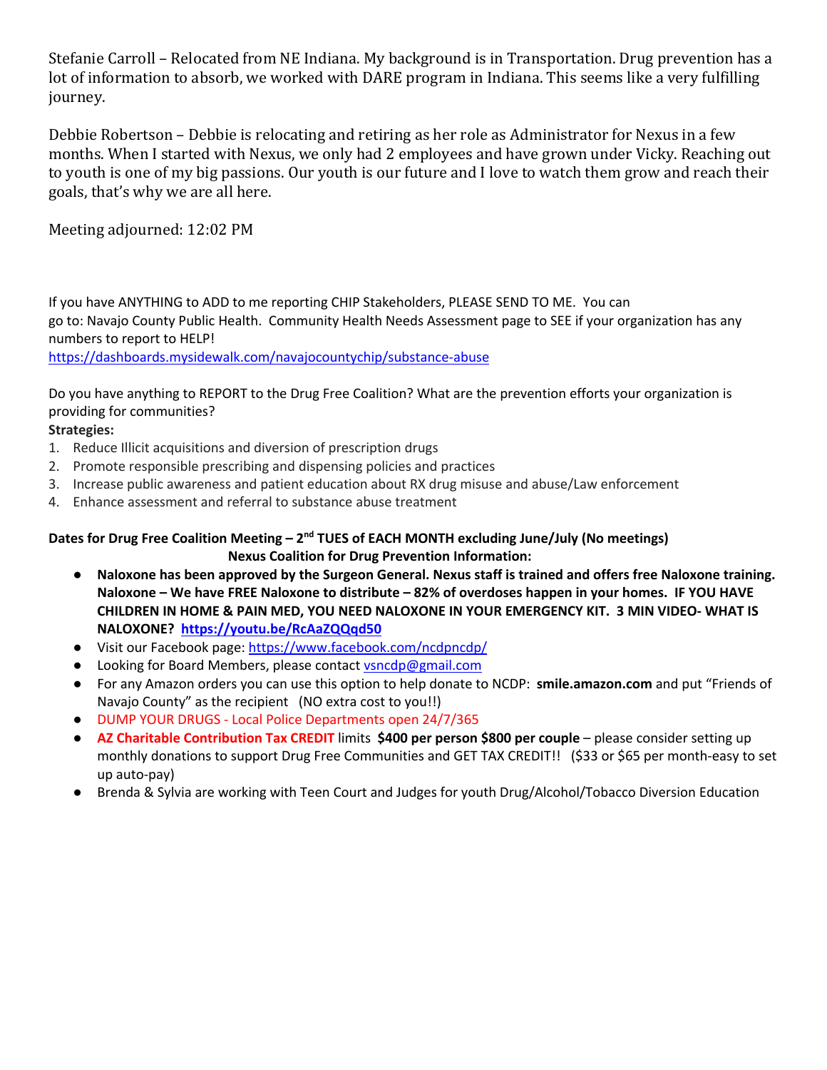Stefanie Carroll – Relocated from NE Indiana. My background is in Transportation. Drug prevention has a lot of information to absorb, we worked with DARE program in Indiana. This seems like a very fulfilling journey.

Debbie Robertson – Debbie is relocating and retiring as her role as Administrator for Nexus in a few months. When I started with Nexus, we only had 2 employees and have grown under Vicky. Reaching out to youth is one of my big passions. Our youth is our future and I love to watch them grow and reach their goals, that's why we are all here.

Meeting adjourned: 12:02 PM

If you have ANYTHING to ADD to me reporting CHIP Stakeholders, PLEASE SEND TO ME. You can go to: Navajo County Public Health. Community Health Needs Assessment page to SEE if your organization has any numbers to report to HELP!
https://dashboards.mysidewalk.com/navajocountychip/substance-abuse

Do you have anything to REPORT to the Drug Free Coalition? What are the prevention efforts your organization is providing for communities?

**Strategies:**

1. Reduce Illicit acquisitions and diversion of prescription drugs
2. Promote responsible prescribing and dispensing policies and practices
3. Increase public awareness and patient education about RX drug misuse and abuse/Law enforcement
4. Enhance assessment and referral to substance abuse treatment

**Dates for Drug Free Coalition Meeting – 2nd TUES of EACH MONTH excluding June/July (No meetings)**

**Nexus Coalition for Drug Prevention Information:**

- **Naloxone has been approved by the Surgeon General. Nexus staff is trained and offers free Naloxone training. Naloxone – We have FREE Naloxone to distribute – 82% of overdoses happen in your homes. IF YOU HAVE CHILDREN IN HOME & PAIN MED, YOU NEED NALOXONE IN YOUR EMERGENCY KIT. 3 MIN VIDEO- WHAT IS NALOXONE? https://youtu.be/RcAaZQQqd50**
- Visit our Facebook page: https://www.facebook.com/ncdpncdp/
- Looking for Board Members, please contact vsncdp@gmail.com
- For any Amazon orders you can use this option to help donate to NCDP: **smile.amazon.com** and put "Friends of Navajo County" as the recipient (NO extra cost to you!!)
- DUMP YOUR DRUGS - Local Police Departments open 24/7/365
- **AZ Charitable Contribution Tax CREDIT** limits **$400 per person $800 per couple** – please consider setting up monthly donations to support Drug Free Communities and GET TAX CREDIT!! ($33 or $65 per month-easy to set up auto-pay)
- Brenda & Sylvia are working with Teen Court and Judges for youth Drug/Alcohol/Tobacco Diversion Education